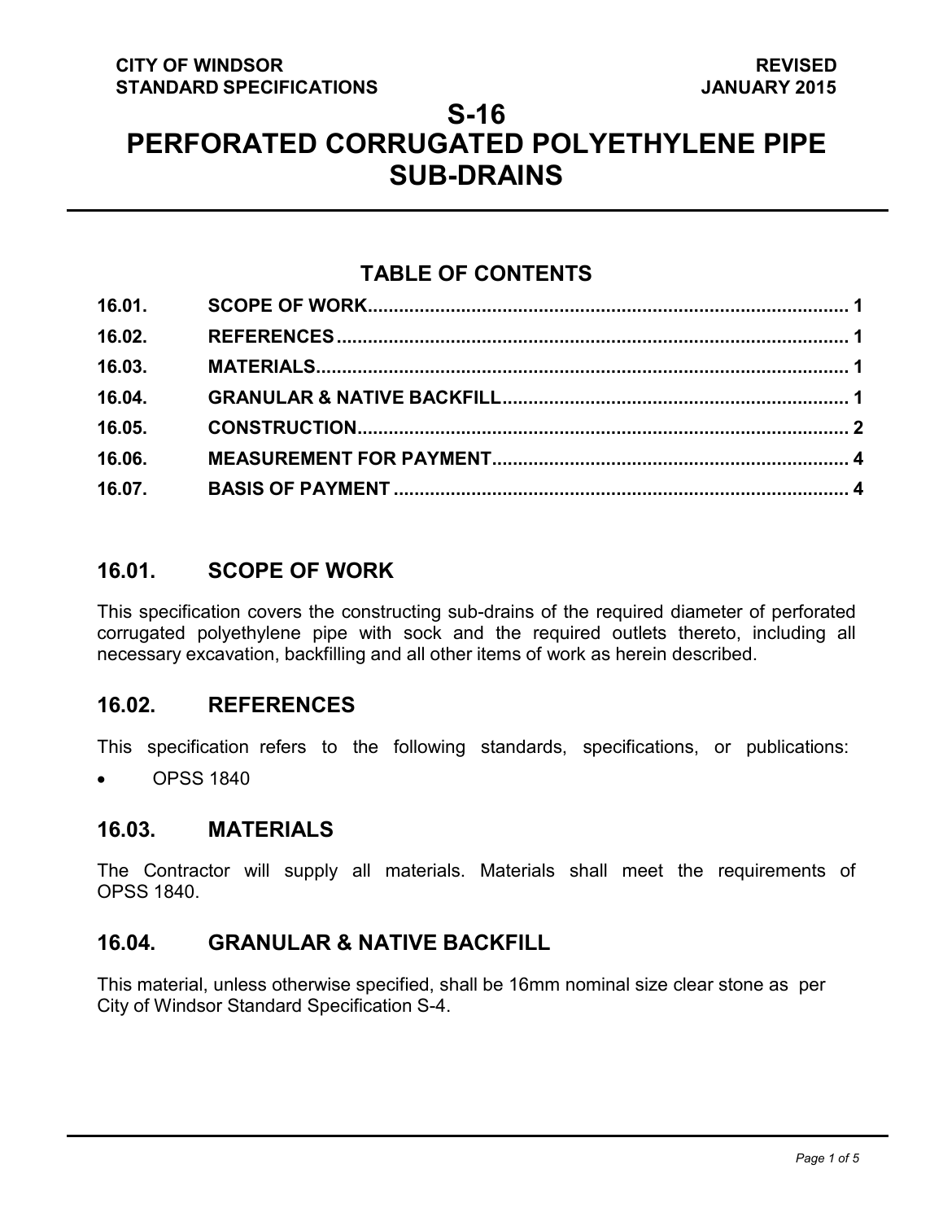CITY OF WINDSOR
STANDARD SPECIFICATIONS

REVISED
JANUARY 2015

# S-16
# PERFORATED CORRUGATED POLYETHYLENE PIPE SUB-DRAINS

## TABLE OF CONTENTS

| | | |
|---|---|---|
| 16.01. | SCOPE OF WORK | 1 |
| 16.02. | REFERENCES | 1 |
| 16.03. | MATERIALS | 1 |
| 16.04. | GRANULAR & NATIVE BACKFILL | 1 |
| 16.05. | CONSTRUCTION | 2 |
| 16.06. | MEASUREMENT FOR PAYMENT | 4 |
| 16.07. | BASIS OF PAYMENT | 4 |

## 16.01. SCOPE OF WORK

This specification covers the constructing sub-drains of the required diameter of perforated corrugated polyethylene pipe with sock and the required outlets thereto, including all necessary excavation, backfilling and all other items of work as herein described.

## 16.02. REFERENCES

This specification refers to the following standards, specifications, or publications:

- OPSS 1840

## 16.03. MATERIALS

The Contractor will supply all materials. Materials shall meet the requirements of OPSS 1840.

## 16.04. GRANULAR & NATIVE BACKFILL

This material, unless otherwise specified, shall be 16mm nominal size clear stone as per City of Windsor Standard Specification S-4.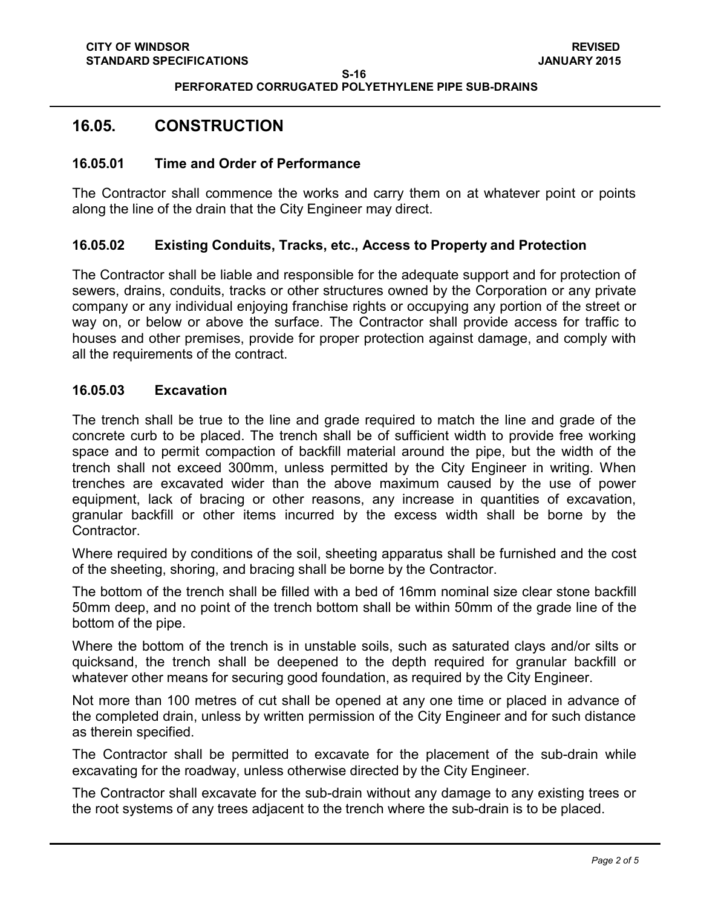## 16.05. CONSTRUCTION

### 16.05.01 Time and Order of Performance

The Contractor shall commence the works and carry them on at whatever point or points along the line of the drain that the City Engineer may direct.

### 16.05.02 Existing Conduits, Tracks, etc., Access to Property and Protection

The Contractor shall be liable and responsible for the adequate support and for protection of sewers, drains, conduits, tracks or other structures owned by the Corporation or any private company or any individual enjoying franchise rights or occupying any portion of the street or way on, or below or above the surface. The Contractor shall provide access for traffic to houses and other premises, provide for proper protection against damage, and comply with all the requirements of the contract.

### 16.05.03 Excavation

The trench shall be true to the line and grade required to match the line and grade of the concrete curb to be placed. The trench shall be of sufficient width to provide free working space and to permit compaction of backfill material around the pipe, but the width of the trench shall not exceed 300mm, unless permitted by the City Engineer in writing. When trenches are excavated wider than the above maximum caused by the use of power equipment, lack of bracing or other reasons, any increase in quantities of excavation, granular backfill or other items incurred by the excess width shall be borne by the Contractor.

Where required by conditions of the soil, sheeting apparatus shall be furnished and the cost of the sheeting, shoring, and bracing shall be borne by the Contractor.

The bottom of the trench shall be filled with a bed of 16mm nominal size clear stone backfill 50mm deep, and no point of the trench bottom shall be within 50mm of the grade line of the bottom of the pipe.

Where the bottom of the trench is in unstable soils, such as saturated clays and/or silts or quicksand, the trench shall be deepened to the depth required for granular backfill or whatever other means for securing good foundation, as required by the City Engineer.

Not more than 100 metres of cut shall be opened at any one time or placed in advance of the completed drain, unless by written permission of the City Engineer and for such distance as therein specified.

The Contractor shall be permitted to excavate for the placement of the sub-drain while excavating for the roadway, unless otherwise directed by the City Engineer.

The Contractor shall excavate for the sub-drain without any damage to any existing trees or the root systems of any trees adjacent to the trench where the sub-drain is to be placed.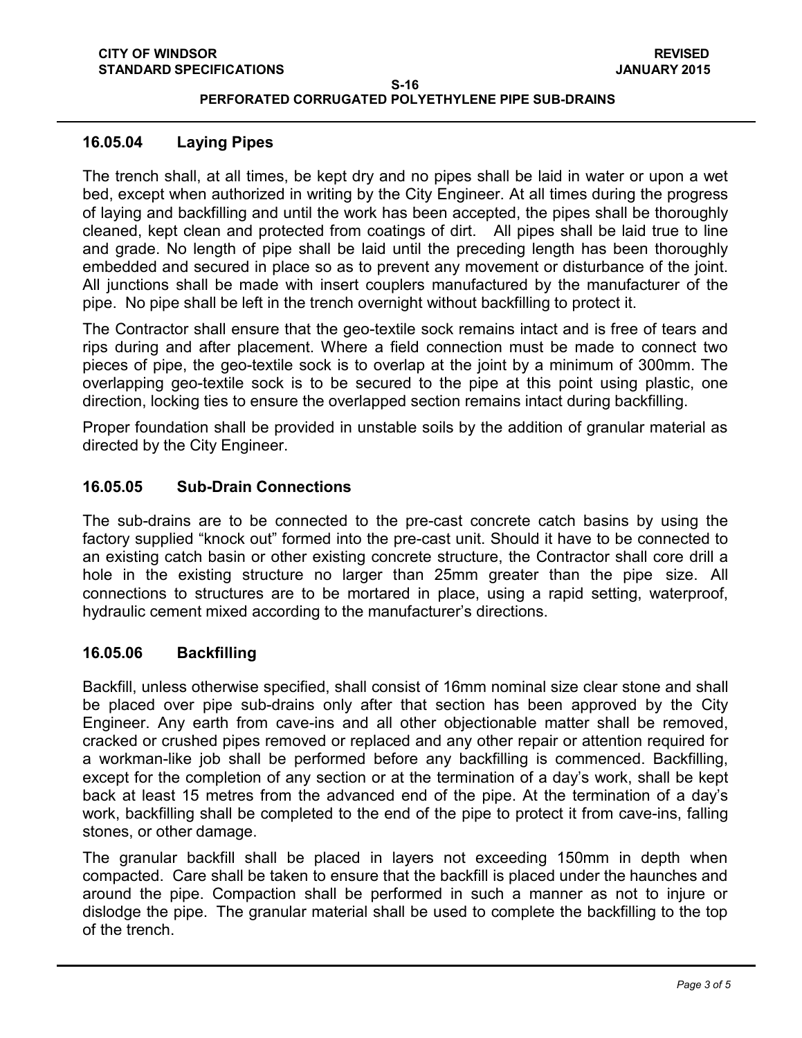### 16.05.04 Laying Pipes

The trench shall, at all times, be kept dry and no pipes shall be laid in water or upon a wet bed, except when authorized in writing by the City Engineer. At all times during the progress of laying and backfilling and until the work has been accepted, the pipes shall be thoroughly cleaned, kept clean and protected from coatings of dirt. All pipes shall be laid true to line and grade. No length of pipe shall be laid until the preceding length has been thoroughly embedded and secured in place so as to prevent any movement or disturbance of the joint. All junctions shall be made with insert couplers manufactured by the manufacturer of the pipe. No pipe shall be left in the trench overnight without backfilling to protect it.

The Contractor shall ensure that the geo-textile sock remains intact and is free of tears and rips during and after placement. Where a field connection must be made to connect two pieces of pipe, the geo-textile sock is to overlap at the joint by a minimum of 300mm. The overlapping geo-textile sock is to be secured to the pipe at this point using plastic, one direction, locking ties to ensure the overlapped section remains intact during backfilling.

Proper foundation shall be provided in unstable soils by the addition of granular material as directed by the City Engineer.

### 16.05.05 Sub-Drain Connections

The sub-drains are to be connected to the pre-cast concrete catch basins by using the factory supplied "knock out" formed into the pre-cast unit. Should it have to be connected to an existing catch basin or other existing concrete structure, the Contractor shall core drill a hole in the existing structure no larger than 25mm greater than the pipe size. All connections to structures are to be mortared in place, using a rapid setting, waterproof, hydraulic cement mixed according to the manufacturer's directions.

### 16.05.06 Backfilling

Backfill, unless otherwise specified, shall consist of 16mm nominal size clear stone and shall be placed over pipe sub-drains only after that section has been approved by the City Engineer. Any earth from cave-ins and all other objectionable matter shall be removed, cracked or crushed pipes removed or replaced and any other repair or attention required for a workman-like job shall be performed before any backfilling is commenced. Backfilling, except for the completion of any section or at the termination of a day's work, shall be kept back at least 15 metres from the advanced end of the pipe. At the termination of a day's work, backfilling shall be completed to the end of the pipe to protect it from cave-ins, falling stones, or other damage.

The granular backfill shall be placed in layers not exceeding 150mm in depth when compacted. Care shall be taken to ensure that the backfill is placed under the haunches and around the pipe. Compaction shall be performed in such a manner as not to injure or dislodge the pipe. The granular material shall be used to complete the backfilling to the top of the trench.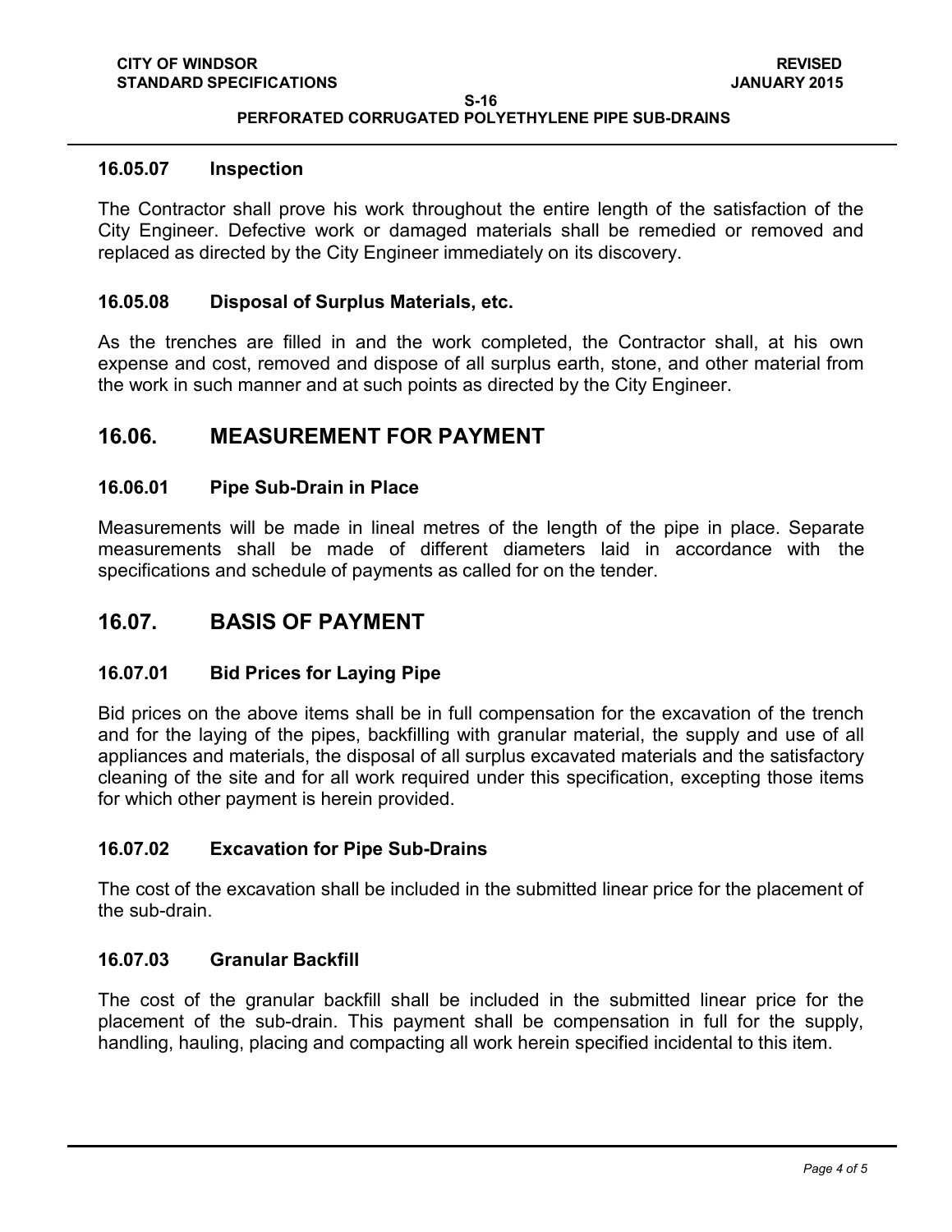#### 16.05.07 Inspection

The Contractor shall prove his work throughout the entire length of the satisfaction of the City Engineer. Defective work or damaged materials shall be remedied or removed and replaced as directed by the City Engineer immediately on its discovery.

#### 16.05.08 Disposal of Surplus Materials, etc.

As the trenches are filled in and the work completed, the Contractor shall, at his own expense and cost, removed and dispose of all surplus earth, stone, and other material from the work in such manner and at such points as directed by the City Engineer.

## 16.06. MEASUREMENT FOR PAYMENT

#### 16.06.01 Pipe Sub-Drain in Place

Measurements will be made in lineal metres of the length of the pipe in place. Separate measurements shall be made of different diameters laid in accordance with the specifications and schedule of payments as called for on the tender.

## 16.07. BASIS OF PAYMENT

#### 16.07.01 Bid Prices for Laying Pipe

Bid prices on the above items shall be in full compensation for the excavation of the trench and for the laying of the pipes, backfilling with granular material, the supply and use of all appliances and materials, the disposal of all surplus excavated materials and the satisfactory cleaning of the site and for all work required under this specification, excepting those items for which other payment is herein provided.

#### 16.07.02 Excavation for Pipe Sub-Drains

The cost of the excavation shall be included in the submitted linear price for the placement of the sub-drain.

#### 16.07.03 Granular Backfill

The cost of the granular backfill shall be included in the submitted linear price for the placement of the sub-drain. This payment shall be compensation in full for the supply, handling, hauling, placing and compacting all work herein specified incidental to this item.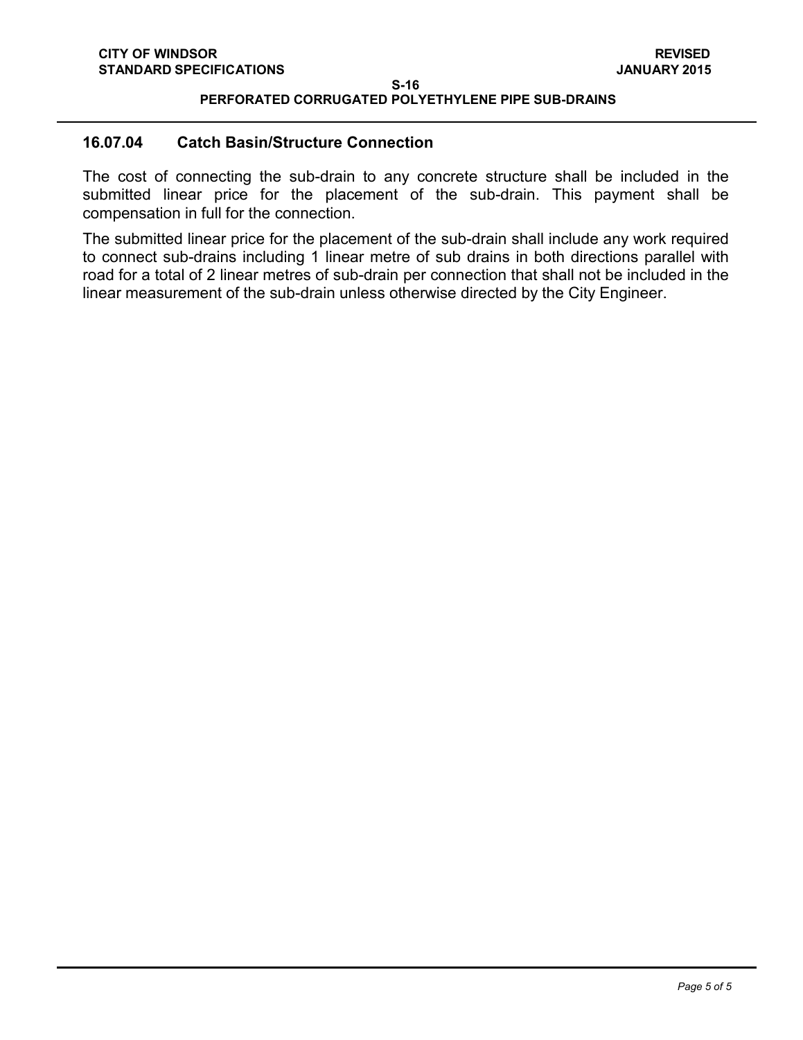### 16.07.04 Catch Basin/Structure Connection

The cost of connecting the sub-drain to any concrete structure shall be included in the submitted linear price for the placement of the sub-drain. This payment shall be compensation in full for the connection.

The submitted linear price for the placement of the sub-drain shall include any work required to connect sub-drains including 1 linear metre of sub drains in both directions parallel with road for a total of 2 linear metres of sub-drain per connection that shall not be included in the linear measurement of the sub-drain unless otherwise directed by the City Engineer.